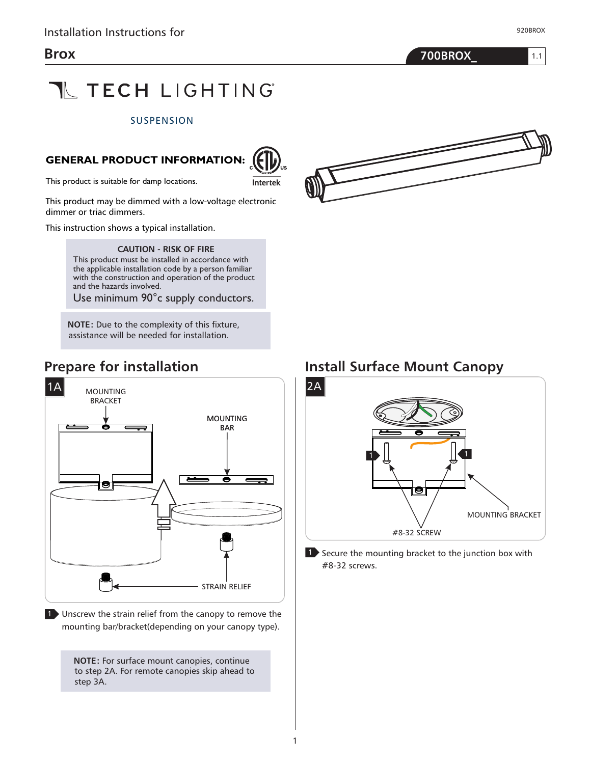Installation Instructions for

# Brox

**700BROX_** 1.1

TECH LIGHTING

SUSPENSION

## GENERAL PRODUCT INFORMATION:

This product is suitable for damp locations.

This product may be dimmed with a low-voltage electronic dimmer or triac dimmers.

This instruction shows a typical installation.

**CAUTION - RISK OF FIRE**
This product must be installed in accordance with the applicable installation code by a person familiar with the construction and operation of the product and the hazards involved.
Use minimum 90°c supply conductors.

**NOTE:** Due to the complexity of this fixture, assistance will be needed for installation.

## Prepare for installation

1A

MOUNTING BRACKET

MOUNTING BAR

STRAIN RELIEF

1. Unscrew the strain relief from the canopy to remove the mounting bar/bracket(depending on your canopy type).

**NOTE:** For surface mount canopies, continue to step 2A. For remote canopies skip ahead to step 3A.

## Install Surface Mount Canopy

2A

MOUNTING BRACKET

#8-32 SCREW

1. Secure the mounting bracket to the junction box with #8-32 screws.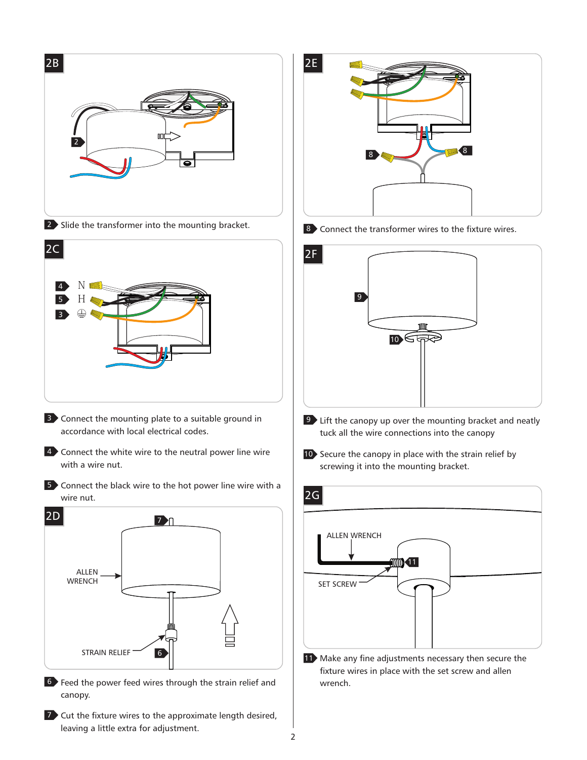## 2B

2 Slide the transformer into the mounting bracket.

## 2C

N
H

3 Connect the mounting plate to a suitable ground in accordance with local electrical codes.

4 Connect the white wire to the neutral power line wire with a wire nut.

5 Connect the black wire to the hot power line wire with a wire nut.

## 2D

ALLEN WRENCH

STRAIN RELIEF

6 Feed the power feed wires through the strain relief and canopy.

7 Cut the fixture wires to the approximate length desired, leaving a little extra for adjustment.

## 2E

8 Connect the transformer wires to the fixture wires.

## 2F

9 Lift the canopy up over the mounting bracket and neatly tuck all the wire connections into the canopy

10 Secure the canopy in place with the strain relief by screwing it into the mounting bracket.

## 2G

ALLEN WRENCH

SET SCREW

11 Make any fine adjustments necessary then secure the fixture wires in place with the set screw and allen wrench.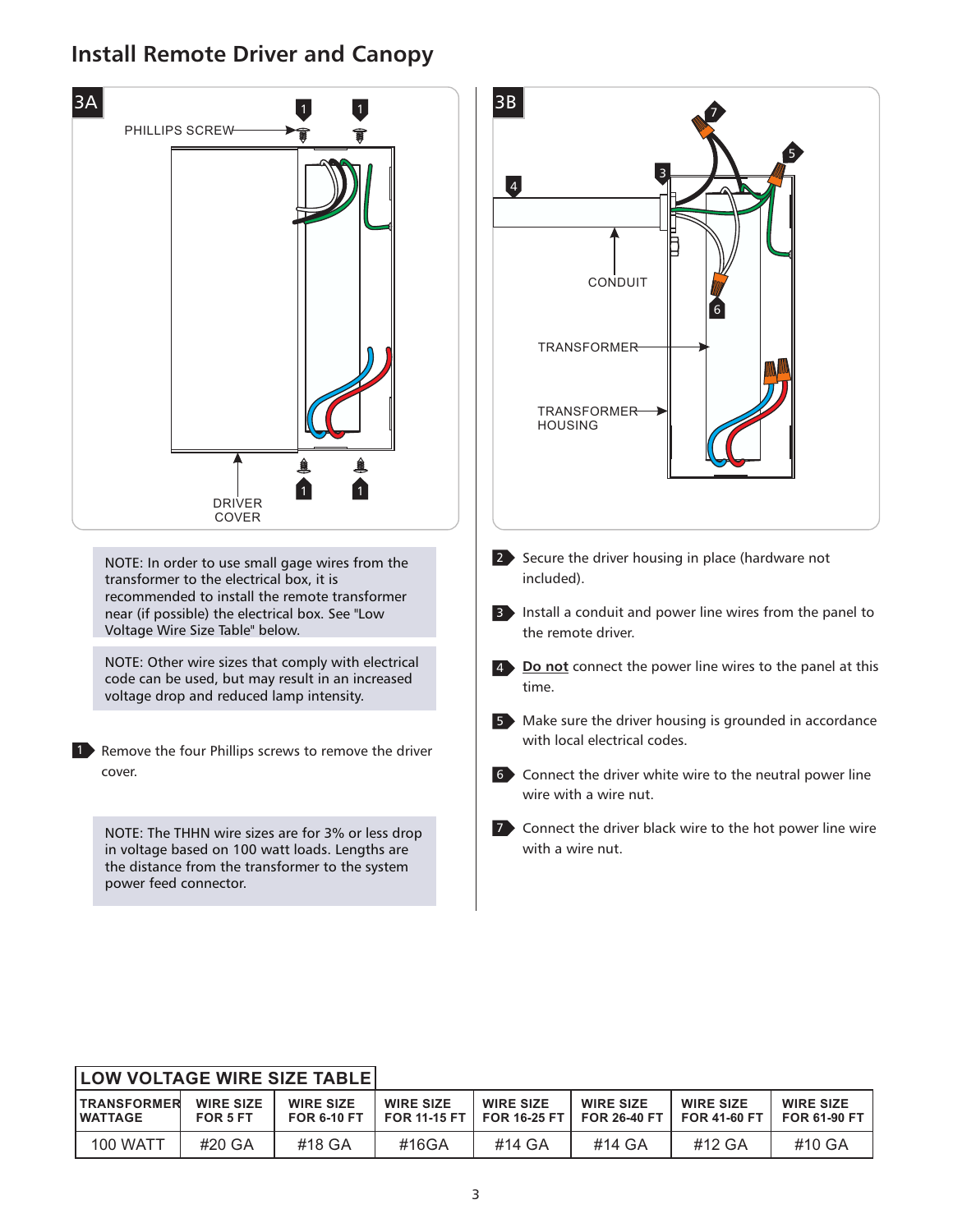## Install Remote Driver and Canopy

3A

PHILLIPS SCREW

DRIVER COVER

3B

CONDUIT

TRANSFORMER

TRANSFORMER HOUSING

NOTE: In order to use small gage wires from the transformer to the electrical box, it is recommended to install the remote transformer near (if possible) the electrical box. See "Low Voltage Wire Size Table" below.

NOTE: Other wire sizes that comply with electrical code can be used, but may result in an increased voltage drop and reduced lamp intensity.

1. Remove the four Phillips screws to remove the driver cover.

NOTE: The THHN wire sizes are for 3% or less drop in voltage based on 100 watt loads. Lengths are the distance from the transformer to the system power feed connector.

2. Secure the driver housing in place (hardware not included).
3. Install a conduit and power line wires from the panel to the remote driver.
4. **Do not** connect the power line wires to the panel at this time.
5. Make sure the driver housing is grounded in accordance with local electrical codes.
6. Connect the driver white wire to the neutral power line wire with a wire nut.
7. Connect the driver black wire to the hot power line wire with a wire nut.

**LOW VOLTAGE WIRE SIZE TABLE**

| TRANSFORMER WATTAGE | WIRE SIZE FOR 5 FT | WIRE SIZE FOR 6-10 FT | WIRE SIZE FOR 11-15 FT | WIRE SIZE FOR 16-25 FT | WIRE SIZE FOR 26-40 FT | WIRE SIZE FOR 41-60 FT | WIRE SIZE FOR 61-90 FT |
|---|---|---|---|---|---|---|---|
| 100 WATT | #20 GA | #18 GA | #16GA | #14 GA | #14 GA | #12 GA | #10 GA |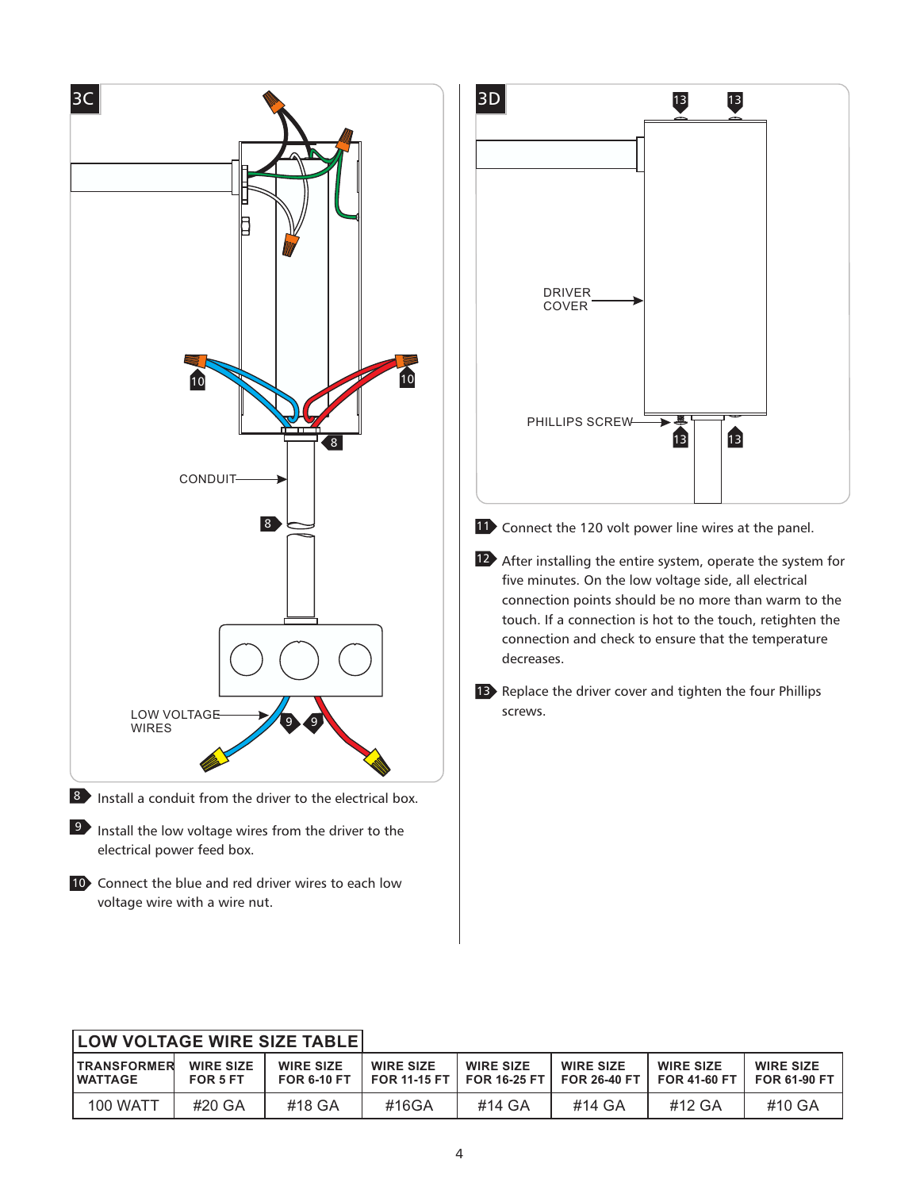3C

CONDUIT

LOW VOLTAGE WIRES

8. Install a conduit from the driver to the electrical box.

9. Install the low voltage wires from the driver to the electrical power feed box.

10. Connect the blue and red driver wires to each low voltage wire with a wire nut.

3D

DRIVER COVER

PHILLIPS SCREW

11. Connect the 120 volt power line wires at the panel.

12. After installing the entire system, operate the system for five minutes. On the low voltage side, all electrical connection points should be no more than warm to the touch. If a connection is hot to the touch, retighten the connection and check to ensure that the temperature decreases.

13. Replace the driver cover and tighten the four Phillips screws.

**LOW VOLTAGE WIRE SIZE TABLE**

| TRANSFORMER WATTAGE | WIRE SIZE FOR 5 FT | WIRE SIZE FOR 6-10 FT | WIRE SIZE FOR 11-15 FT | WIRE SIZE FOR 16-25 FT | WIRE SIZE FOR 26-40 FT | WIRE SIZE FOR 41-60 FT | WIRE SIZE FOR 61-90 FT |
|---|---|---|---|---|---|---|---|
| 100 WATT | #20 GA | #18 GA | #16GA | #14 GA | #14 GA | #12 GA | #10 GA |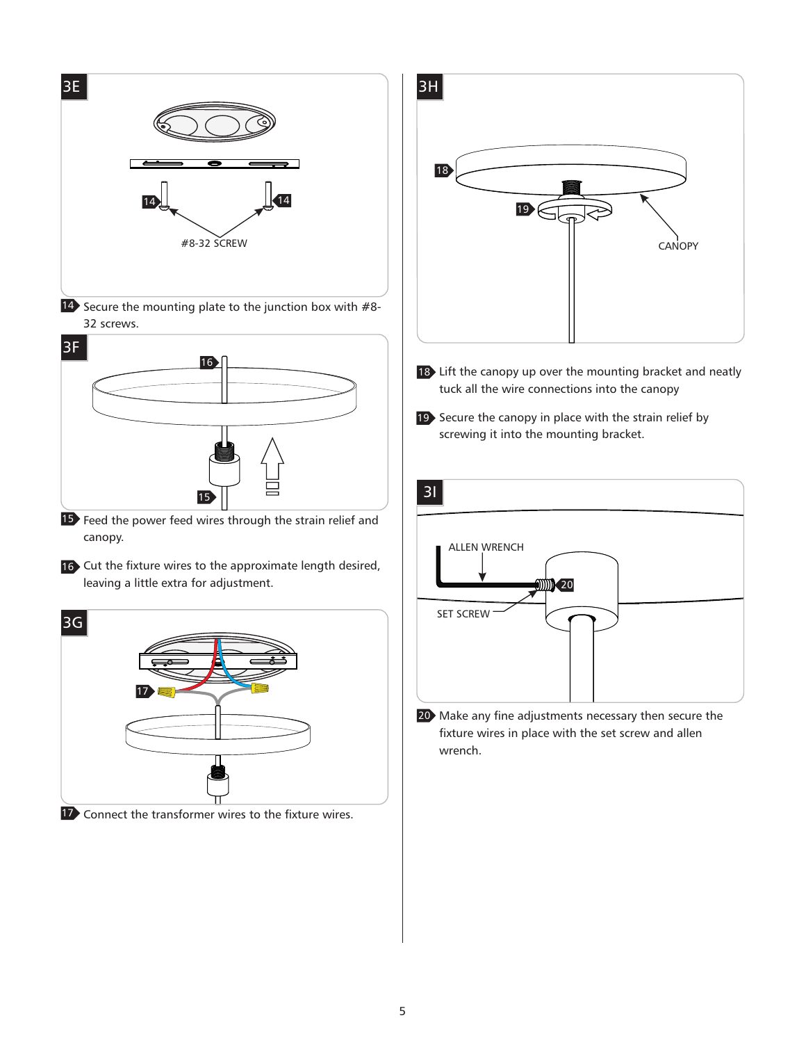## 3E

14 14

#8-32 SCREW

**14** Secure the mounting plate to the junction box with #8-32 screws.

## 3F

16

15

**15** Feed the power feed wires through the strain relief and canopy.

**16** Cut the fixture wires to the approximate length desired, leaving a little extra for adjustment.

## 3G

17

**17** Connect the transformer wires to the fixture wires.

## 3H

18

19

CANOPY

**18** Lift the canopy up over the mounting bracket and neatly tuck all the wire connections into the canopy

**19** Secure the canopy in place with the strain relief by screwing it into the mounting bracket.

## 3I

ALLEN WRENCH

20

SET SCREW

**20** Make any fine adjustments necessary then secure the fixture wires in place with the set screw and allen wrench.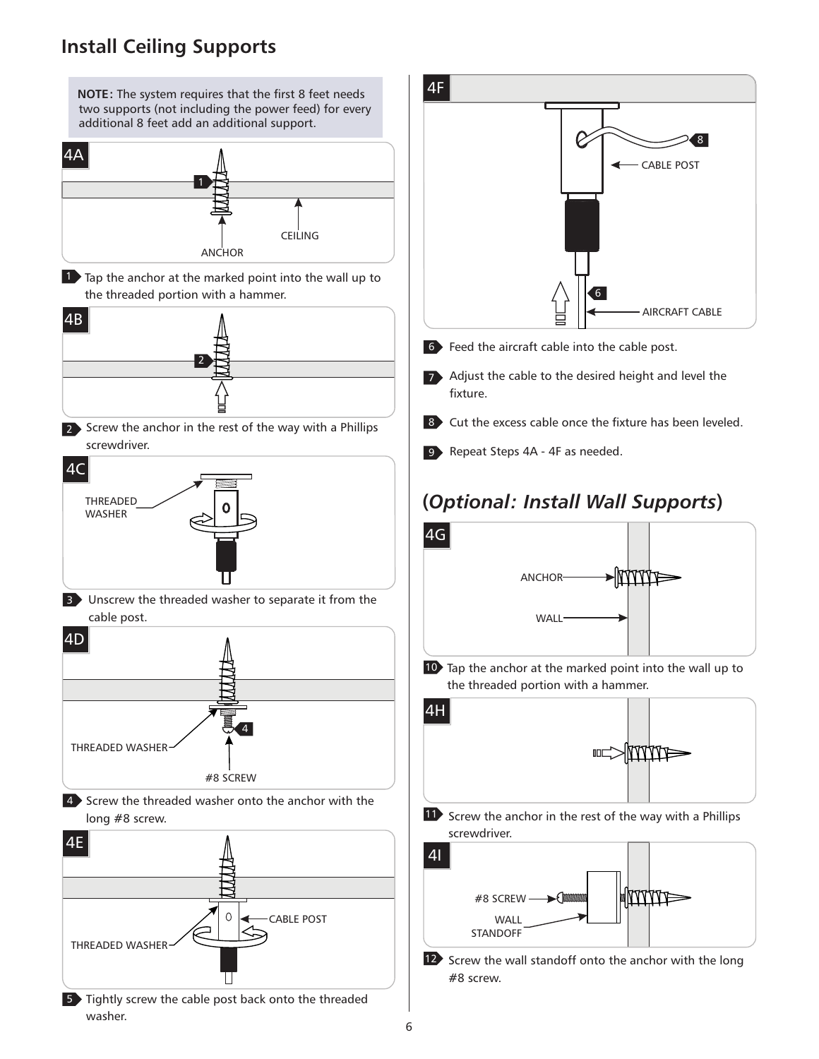## Install Ceiling Supports

**NOTE:** The system requires that the first 8 feet needs two supports (not including the power feed) for every additional 8 feet add an additional support.

4A

1 ANCHOR CEILING

1 Tap the anchor at the marked point into the wall up to the threaded portion with a hammer.

4B

2

2 Screw the anchor in the rest of the way with a Phillips screwdriver.

4C

THREADED WASHER

3 Unscrew the threaded washer to separate it from the cable post.

4D

THREADED WASHER 4 #8 SCREW

4 Screw the threaded washer onto the anchor with the long #8 screw.

4E

CABLE POST THREADED WASHER

5 Tightly screw the cable post back onto the threaded washer.

4F

8 CABLE POST 6 AIRCRAFT CABLE

6 Feed the aircraft cable into the cable post.

7 Adjust the cable to the desired height and level the fixture.

8 Cut the excess cable once the fixture has been leveled.

9 Repeat Steps 4A - 4F as needed.

## (*Optional: Install Wall Supports*)

4G

ANCHOR WALL

10 Tap the anchor at the marked point into the wall up to the threaded portion with a hammer.

4H

11 Screw the anchor in the rest of the way with a Phillips screwdriver.

4I

#8 SCREW WALL STANDOFF

12 Screw the wall standoff onto the anchor with the long #8 screw.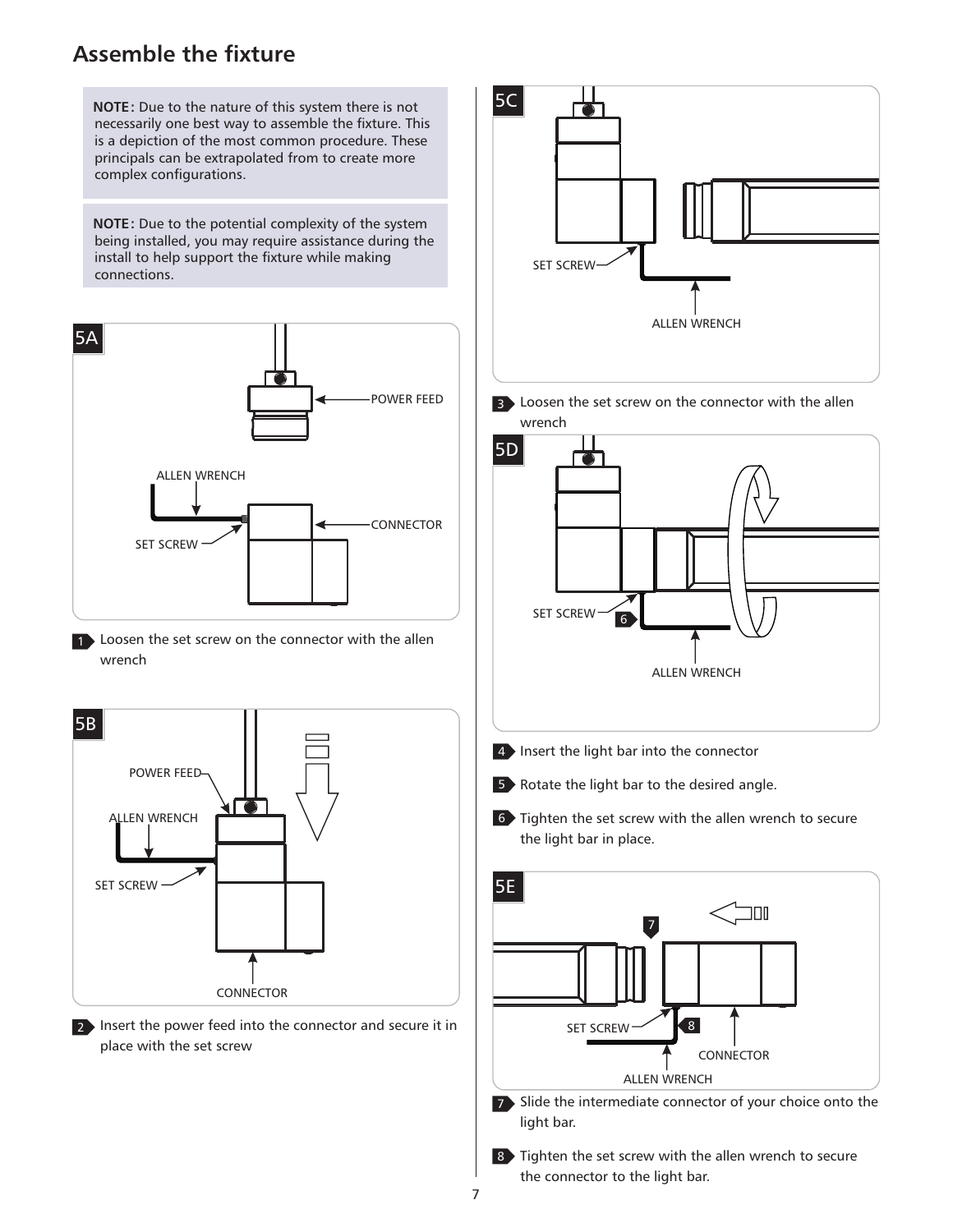# Assemble the fixture

**NOTE:** Due to the nature of this system there is not necessarily one best way to assemble the fixture. This is a depiction of the most common procedure. These principals can be extrapolated from to create more complex configurations.

**NOTE:** Due to the potential complexity of the system being installed, you may require assistance during the install to help support the fixture while making connections.

5A

POWER FEED

ALLEN WRENCH

CONNECTOR

SET SCREW

1 Loosen the set screw on the connector with the allen wrench

5B

POWER FEED

ALLEN WRENCH

SET SCREW

CONNECTOR

2 Insert the power feed into the connector and secure it in place with the set screw

5C

SET SCREW

ALLEN WRENCH

3 Loosen the set screw on the connector with the allen wrench

5D

SET SCREW

6

ALLEN WRENCH

4 Insert the light bar into the connector

5 Rotate the light bar to the desired angle.

6 Tighten the set screw with the allen wrench to secure the light bar in place.

5E

7

SET SCREW

8

CONNECTOR

ALLEN WRENCH

7 Slide the intermediate connector of your choice onto the light bar.

8 Tighten the set screw with the allen wrench to secure the connector to the light bar.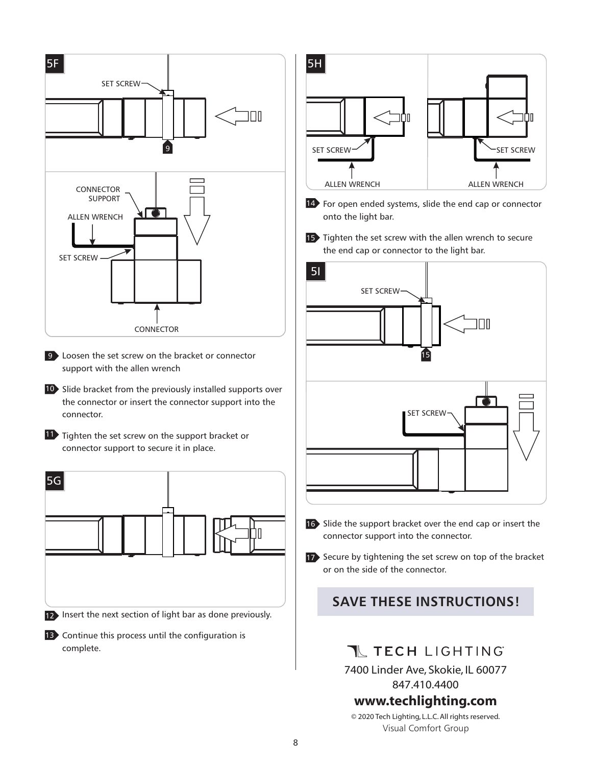5F

SET SCREW

9

CONNECTOR SUPPORT

ALLEN WRENCH

SET SCREW

CONNECTOR

9 Loosen the set screw on the bracket or connector support with the allen wrench

10 Slide bracket from the previously installed supports over the connector or insert the connector support into the connector.

11 Tighten the set screw on the support bracket or connector support to secure it in place.

5G

12 Insert the next section of light bar as done previously.

13 Continue this process until the configuration is complete.

5H

SET SCREW

ALLEN WRENCH

SET SCREW

ALLEN WRENCH

14 For open ended systems, slide the end cap or connector onto the light bar.

15 Tighten the set screw with the allen wrench to secure the end cap or connector to the light bar.

5I

SET SCREW

15

SET SCREW

16 Slide the support bracket over the end cap or insert the connector support into the connector.

17 Secure by tightening the set screw on top of the bracket or on the side of the connector.

## SAVE THESE INSTRUCTIONS!

TECH LIGHTING

7400 Linder Ave, Skokie, IL 60077

847.410.4400

**www.techlighting.com**

© 2020 Tech Lighting, L.L.C. All rights reserved.

Visual Comfort Group